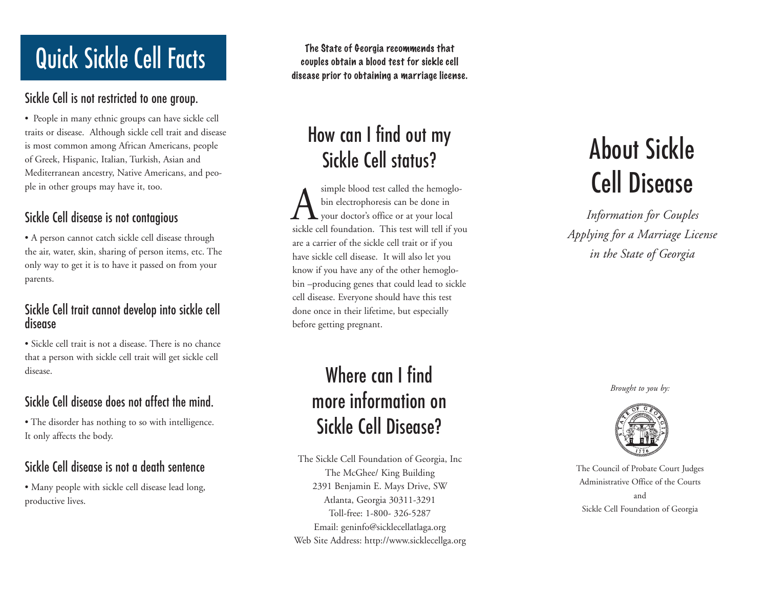# Quick Sickle Cell Facts

## Sickle Cell is not restricted to one group.

• People in many ethnic groups can have sickle cell traits or disease. Although sickle cell trait and disease is most common among African Americans, people of Greek, Hispanic, Italian, Turkish, Asian and Mediterranean ancestry, Native Americans, and people in other groups may have it, too.

## Sickle Cell disease is not contagious

• A person cannot catch sickle cell disease through the air, water, skin, sharing of person items, etc. The only way to get it is to have it passed on from your parents.

## Sickle Cell trait cannot develop into sickle cell disease

• Sickle cell trait is not a disease. There is no chance that a person with sickle cell trait will get sickle cell disease.

## Sickle Cell disease does not affect the mind.

• The disorder has nothing to so with intelligence. It only affects the body.

## Sickle Cell disease is not a death sentence

• Many people with sickle cell disease lead long, productive lives.

**The State of Georgia recommends that couples obtain a blood test for sickle cell disease prior to obtaining a marriage license.**

## How can I find out my Sickle Cell status?

A simple blood test called the hemoglobin electrophoresis can be done in your doctor's office or at your local sickle cell foundation. This test will tell if you are a carrier of the sickle cell trait or if you have sickle cell disease. It will also let you know if you have any of the other hemoglobin –producing genes that could lead to sickle cell disease. Everyone should have this test done once in their lifetime, but especially before getting pregnant.

## Where can I find more information on Sickle Cell Disease?

The Sickle Cell Foundation of Georgia, Inc  
The McGhee/ King Building  
2391 Benjamin E. Mays Drive, SW  
Atlanta, Georgia 30311-3291  
Toll-free: 1-800- 326-5287  
Email: geninfo@sicklecellatlaga.org  
Web Site Address: http://www.sicklecellga.org

# About Sickle Cell Disease

*Information for Couples Applying for a Marriage License in the State of Georgia*

*Brought to you by:*

The Council of Probate Court Judges  
Administrative Office of the Courts  
and  
Sickle Cell Foundation of Georgia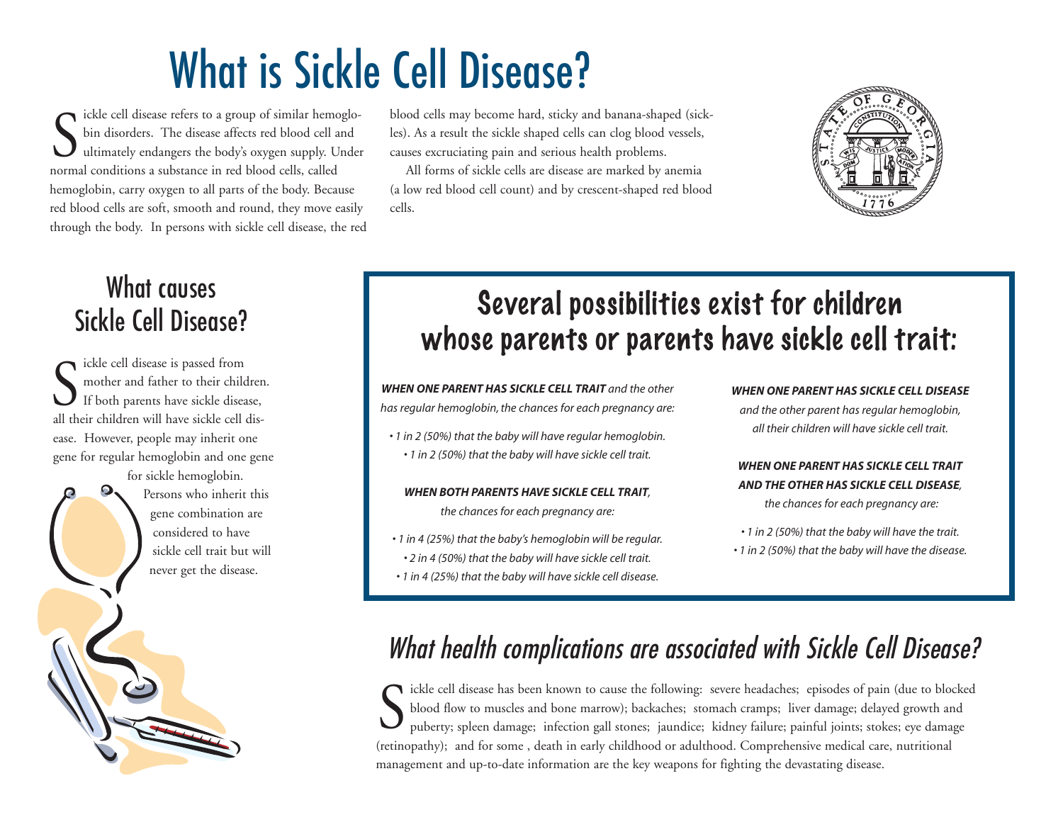# What is Sickle Cell Disease?

Sickle cell disease refers to a group of similar hemoglobin disorders. The disease affects red blood cell and ultimately endangers the body's oxygen supply. Under normal conditions a substance in red blood cells, called hemoglobin, carry oxygen to all parts of the body. Because red blood cells are soft, smooth and round, they move easily through the body. In persons with sickle cell disease, the red blood cells may become hard, sticky and banana-shaped (sickles). As a result the sickle shaped cells can clog blood vessels, causes excruciating pain and serious health problems.

All forms of sickle cells are disease are marked by anemia (a low red blood cell count) and by crescent-shaped red blood cells.

## What causes Sickle Cell Disease?

Sickle cell disease is passed from mother and father to their children. If both parents have sickle disease, all their children will have sickle cell disease. However, people may inherit one gene for regular hemoglobin and one gene for sickle hemoglobin. Persons who inherit this gene combination are considered to have sickle cell trait but will never get the disease.

## Several possibilities exist for children whose parents or parents have sickle cell trait:

***WHEN ONE PARENT HAS SICKLE CELL TRAIT*** *and the other has regular hemoglobin, the chances for each pregnancy are:*

- *1 in 2 (50%) that the baby will have regular hemoglobin.*
- *1 in 2 (50%) that the baby will have sickle cell trait.*

***WHEN BOTH PARENTS HAVE SICKLE CELL TRAIT****, the chances for each pregnancy are:*

- *1 in 4 (25%) that the baby's hemoglobin will be regular.*
- *2 in 4 (50%) that the baby will have sickle cell trait.*
- *1 in 4 (25%) that the baby will have sickle cell disease.*

***WHEN ONE PARENT HAS SICKLE CELL DISEASE*** *and the other parent has regular hemoglobin, all their children will have sickle cell trait.*

***WHEN ONE PARENT HAS SICKLE CELL TRAIT AND THE OTHER HAS SICKLE CELL DISEASE****, the chances for each pregnancy are:*

- *1 in 2 (50%) that the baby will have the trait.*
- *1 in 2 (50%) that the baby will have the disease.*

## *What health complications are associated with Sickle Cell Disease?*

Sickle cell disease has been known to cause the following: severe headaches; episodes of pain (due to blocked blood flow to muscles and bone marrow); backaches; stomach cramps; liver damage; delayed growth and puberty; spleen damage; infection gall stones; jaundice; kidney failure; painful joints; stokes; eye damage (retinopathy); and for some , death in early childhood or adulthood. Comprehensive medical care, nutritional management and up-to-date information are the key weapons for fighting the devastating disease.